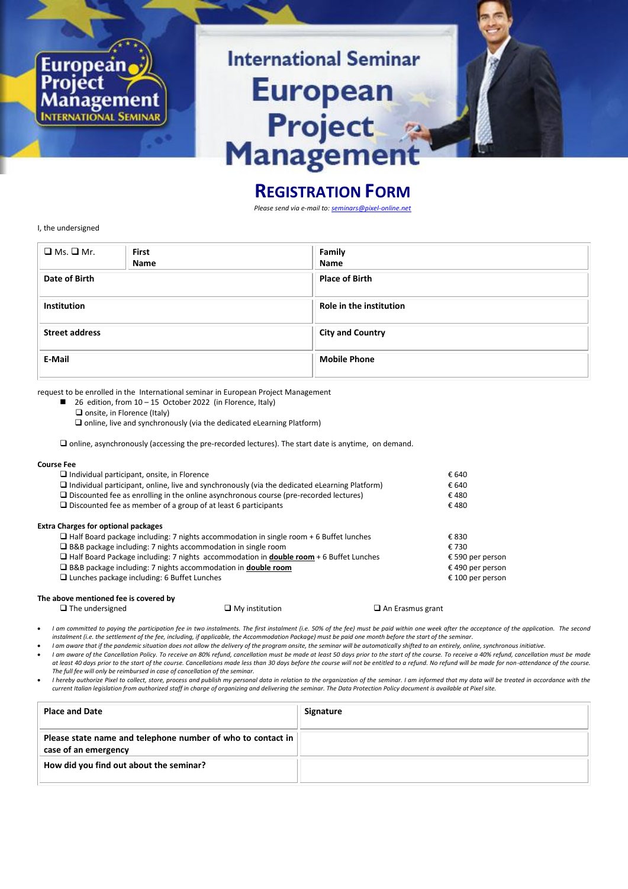# International Seminar European Project Management

## REGISTRATION FORM

*Please send via e-mail to: seminars@pixel-online.net*

I, the undersigned

| ❑ Ms. ❑ Mr. | First Name | Family Name |
|---|---|---|
| **Date of Birth** | | **Place of Birth** |
| **Institution** | | **Role in the institution** |
| **Street address** | | **City and Country** |
| **E-Mail** | | **Mobile Phone** |

request to be enrolled in the International seminar in European Project Management

- ■ 26 edition, from 10 – 15 October 2022 (in Florence, Italy)
  - ❑ onsite, in Florence (Italy)
  - ❑ online, live and synchronously (via the dedicated eLearning Platform)

❑ online, asynchronously (accessing the pre-recorded lectures). The start date is anytime, on demand.

**Course Fee**

| | |
|---|---|
| ❑ Individual participant, onsite, in Florence | € 640 |
| ❑ Individual participant, online, live and synchronously (via the dedicated eLearning Platform) | € 640 |
| ❑ Discounted fee as enrolling in the online asynchronous course (pre-recorded lectures) | € 480 |
| ❑ Discounted fee as member of a group of at least 6 participants | € 480 |

**Extra Charges for optional packages**

| | |
|---|---|
| ❑ Half Board package including: 7 nights accommodation in single room + 6 Buffet lunches | € 830 |
| ❑ B&B package including: 7 nights accommodation in single room | € 730 |
| ❑ Half Board Package including: 7 nights accommodation in **double room** + 6 Buffet Lunches | € 590 per person |
| ❑ B&B package including: 7 nights accommodation in **double room** | € 490 per person |
| ❑ Lunches package including: 6 Buffet Lunches | € 100 per person |

**The above mentioned fee is covered by**

❑ The undersigned ❑ My institution ❑ An Erasmus grant

- *I am committed to paying the participation fee in two instalments. The first instalment (i.e. 50% of the fee) must be paid within one week after the acceptance of the application. The second instalment (i.e. the settlement of the fee, including, if applicable, the Accommodation Package) must be paid one month before the start of the seminar.*
- *I am aware that if the pandemic situation does not allow the delivery of the program onsite, the seminar will be automatically shifted to an entirely, online, synchronous initiative.*
- *I am aware of the Cancellation Policy. To receive an 80% refund, cancellation must be made at least 50 days prior to the start of the course. To receive a 40% refund, cancellation must be made at least 40 days prior to the start of the course. Cancellations made less than 30 days before the course will not be entitled to a refund. No refund will be made for non-attendance of the course. The full fee will only be reimbursed in case of cancellation of the seminar.*
- *I hereby authorize Pixel to collect, store, process and publish my personal data in relation to the organization of the seminar. I am informed that my data will be treated in accordance with the current Italian legislation from authorized staff in charge of organizing and delivering the seminar. The Data Protection Policy document is available at Pixel site.*

| **Place and Date** | **Signature** |
|---|---|
| **Please state name and telephone number of who to contact in case of an emergency** | |
| **How did you find out about the seminar?** | |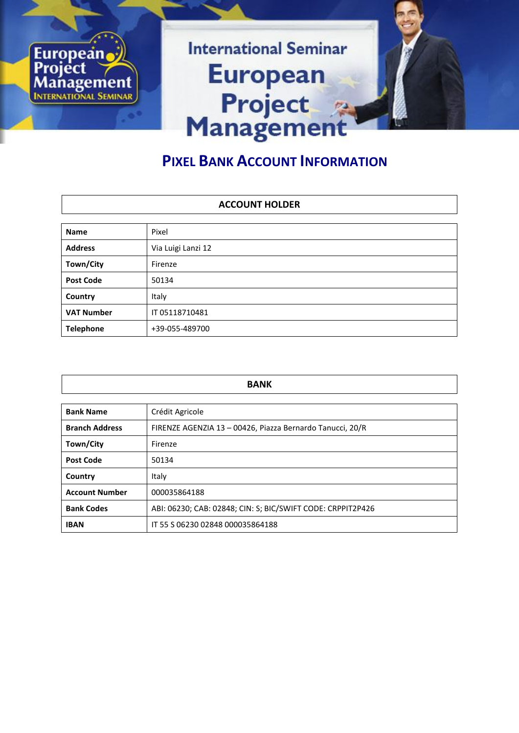International Seminar
European Project Management

# PIXEL BANK ACCOUNT INFORMATION

| ACCOUNT HOLDER | |
|---|---|
| **Name** | Pixel |
| **Address** | Via Luigi Lanzi 12 |
| **Town/City** | Firenze |
| **Post Code** | 50134 |
| **Country** | Italy |
| **VAT Number** | IT 05118710481 |
| **Telephone** | +39-055-489700 |

| BANK | |
|---|---|
| **Bank Name** | Crédit Agricole |
| **Branch Address** | FIRENZE AGENZIA 13 – 00426, Piazza Bernardo Tanucci, 20/R |
| **Town/City** | Firenze |
| **Post Code** | 50134 |
| **Country** | Italy |
| **Account Number** | 000035864188 |
| **Bank Codes** | ABI: 06230; CAB: 02848; CIN: S; BIC/SWIFT CODE: CRPPIT2P426 |
| **IBAN** | IT 55 S 06230 02848 000035864188 |